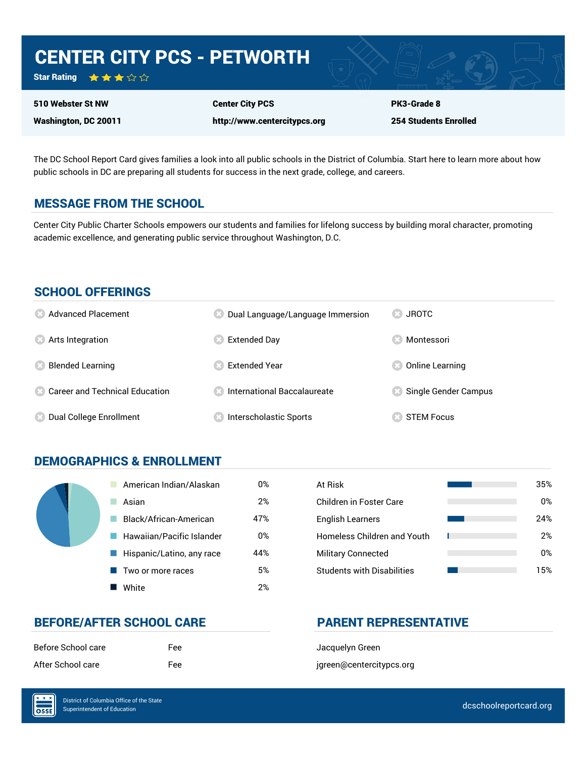# CENTER CITY PCS - PETWORTH

**Star Rating** ★★★☆☆

| | | |
|---|---|---|
| **510 Webster St NW** | **Center City PCS** | **PK3-Grade 8** |
| **Washington, DC 20011** | **http://www.centercitypcs.org** | **254 Students Enrolled** |

The DC School Report Card gives families a look into all public schools in the District of Columbia. Start here to learn more about how public schools in DC are preparing all students for success in the next grade, college, and careers.

## MESSAGE FROM THE SCHOOL

Center City Public Charter Schools empowers our students and families for lifelong success by building moral character, promoting academic excellence, and generating public service throughout Washington, D.C.

## SCHOOL OFFERINGS

- Advanced Placement
- Arts Integration
- Blended Learning
- Career and Technical Education
- Dual College Enrollment
- Dual Language/Language Immersion
- Extended Day
- Extended Year
- International Baccalaureate
- Interscholastic Sports
- JROTC
- Montessori
- Online Learning
- Single Gender Campus
- STEM Focus

## DEMOGRAPHICS & ENROLLMENT

| Race/Ethnicity | Percent |
|---|---|
| American Indian/Alaskan | 0% |
| Asian | 2% |
| Black/African-American | 47% |
| Hawaiian/Pacific Islander | 0% |
| Hispanic/Latino, any race | 44% |
| Two or more races | 5% |
| White | 2% |

| Student Group | Percent |
|---|---|
| At Risk | 35% |
| Children in Foster Care | 0% |
| English Learners | 24% |
| Homeless Children and Youth | 2% |
| Military Connected | 0% |
| Students with Disabilities | 15% |

## BEFORE/AFTER SCHOOL CARE

| | |
|---|---|
| Before School care | Fee |
| After School care | Fee |

## PARENT REPRESENTATIVE

Jacquelyn Green

jgreen@centercitypcs.org

District of Columbia Office of the State Superintendent of Education

dcschoolreportcard.org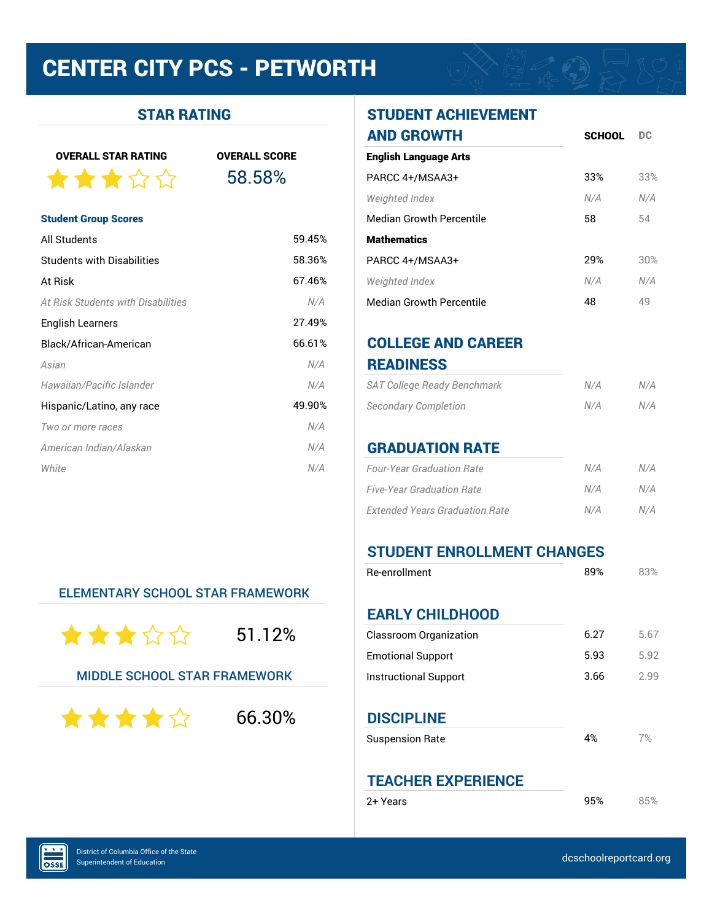# CENTER CITY PCS - PETWORTH

## STAR RATING

**OVERALL STAR RATING**

★★★☆☆

**OVERALL SCORE**

58.58%

**Student Group Scores**

| | |
|---|---|
| All Students | 59.45% |
| Students with Disabilities | 58.36% |
| At Risk | 67.46% |
| *At Risk Students with Disabilities* | *N/A* |
| English Learners | 27.49% |
| Black/African-American | 66.61% |
| *Asian* | *N/A* |
| *Hawaiian/Pacific Islander* | *N/A* |
| Hispanic/Latino, any race | 49.90% |
| *Two or more races* | *N/A* |
| *American Indian/Alaskan* | *N/A* |
| *White* | *N/A* |

## ELEMENTARY SCHOOL STAR FRAMEWORK

★★★☆☆ 51.12%

## MIDDLE SCHOOL STAR FRAMEWORK

★★★★☆ 66.30%

## STUDENT ACHIEVEMENT AND GROWTH

| | SCHOOL | DC |
|---|---|---|
| **English Language Arts** | | |
| PARCC 4+/MSAA3+ | 33% | 33% |
| *Weighted Index* | *N/A* | *N/A* |
| Median Growth Percentile | 58 | 54 |
| **Mathematics** | | |
| PARCC 4+/MSAA3+ | 29% | 30% |
| *Weighted Index* | *N/A* | *N/A* |
| Median Growth Percentile | 48 | 49 |

## COLLEGE AND CAREER READINESS

| | SCHOOL | DC |
|---|---|---|
| *SAT College Ready Benchmark* | *N/A* | *N/A* |
| *Secondary Completion* | *N/A* | *N/A* |

## GRADUATION RATE

| | SCHOOL | DC |
|---|---|---|
| *Four-Year Graduation Rate* | *N/A* | *N/A* |
| *Five-Year Graduation Rate* | *N/A* | *N/A* |
| *Extended Years Graduation Rate* | *N/A* | *N/A* |

## STUDENT ENROLLMENT CHANGES

| | SCHOOL | DC |
|---|---|---|
| Re-enrollment | 89% | 83% |

## EARLY CHILDHOOD

| | SCHOOL | DC |
|---|---|---|
| Classroom Organization | 6.27 | 5.67 |
| Emotional Support | 5.93 | 5.92 |
| Instructional Support | 3.66 | 2.99 |

## DISCIPLINE

| | SCHOOL | DC |
|---|---|---|
| Suspension Rate | 4% | 7% |

## TEACHER EXPERIENCE

| | SCHOOL | DC |
|---|---|---|
| 2+ Years | 95% | 85% |

District of Columbia Office of the State Superintendent of Education

dcschoolreportcard.org